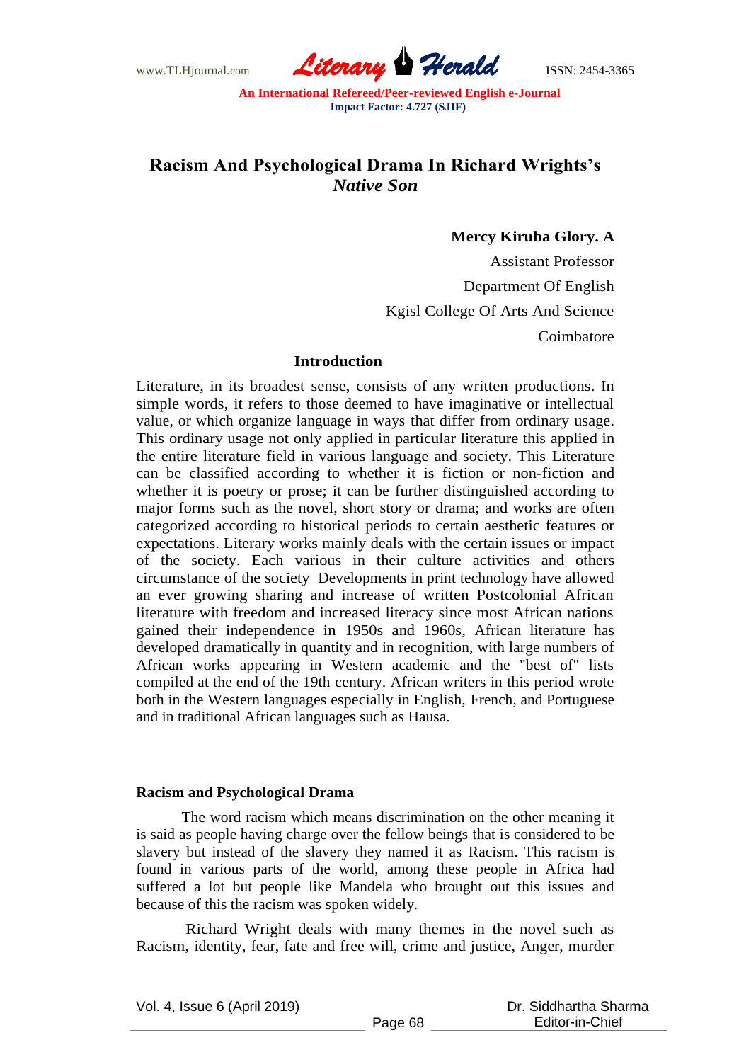# Racism And Psychological Drama In Richard Wrights's *Native Son*

**Mercy Kiruba Glory. A**

Assistant Professor

Department Of English

Kgisl College Of Arts And Science

Coimbatore

## Introduction

Literature, in its broadest sense, consists of any written productions. In simple words, it refers to those deemed to have imaginative or intellectual value, or which organize language in ways that differ from ordinary usage. This ordinary usage not only applied in particular literature this applied in the entire literature field in various language and society. This Literature can be classified according to whether it is fiction or non-fiction and whether it is poetry or prose; it can be further distinguished according to major forms such as the novel, short story or drama; and works are often categorized according to historical periods to certain aesthetic features or expectations. Literary works mainly deals with the certain issues or impact of the society. Each various in their culture activities and others circumstance of the society Developments in print technology have allowed an ever growing sharing and increase of written Postcolonial African literature with freedom and increased literacy since most African nations gained their independence in 1950s and 1960s, African literature has developed dramatically in quantity and in recognition, with large numbers of African works appearing in Western academic and the "best of" lists compiled at the end of the 19th century. African writers in this period wrote both in the Western languages especially in English, French, and Portuguese and in traditional African languages such as Hausa.

### Racism and Psychological Drama

The word racism which means discrimination on the other meaning it is said as people having charge over the fellow beings that is considered to be slavery but instead of the slavery they named it as Racism. This racism is found in various parts of the world, among these people in Africa had suffered a lot but people like Mandela who brought out this issues and because of this the racism was spoken widely.

Richard Wright deals with many themes in the novel such as Racism, identity, fear, fate and free will, crime and justice, Anger, murder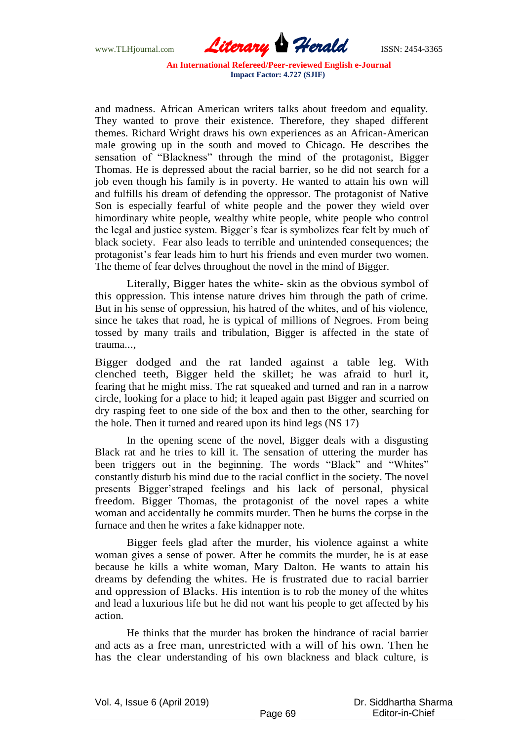and madness. African American writers talks about freedom and equality. They wanted to prove their existence. Therefore, they shaped different themes. Richard Wright draws his own experiences as an African-American male growing up in the south and moved to Chicago. He describes the sensation of "Blackness" through the mind of the protagonist, Bigger Thomas. He is depressed about the racial barrier, so he did not search for a job even though his family is in poverty. He wanted to attain his own will and fulfills his dream of defending the oppressor. The protagonist of Native Son is especially fearful of white people and the power they wield over himordinary white people, wealthy white people, white people who control the legal and justice system. Bigger's fear is symbolizes fear felt by much of black society. Fear also leads to terrible and unintended consequences; the protagonist's fear leads him to hurt his friends and even murder two women. The theme of fear delves throughout the novel in the mind of Bigger.

Literally, Bigger hates the white- skin as the obvious symbol of this oppression. This intense nature drives him through the path of crime. But in his sense of oppression, his hatred of the whites, and of his violence, since he takes that road, he is typical of millions of Negroes. From being tossed by many trails and tribulation, Bigger is affected in the state of trauma...,

Bigger dodged and the rat landed against a table leg. With clenched teeth, Bigger held the skillet; he was afraid to hurl it, fearing that he might miss. The rat squeaked and turned and ran in a narrow circle, looking for a place to hid; it leaped again past Bigger and scurried on dry rasping feet to one side of the box and then to the other, searching for the hole. Then it turned and reared upon its hind legs (NS 17)

In the opening scene of the novel, Bigger deals with a disgusting Black rat and he tries to kill it. The sensation of uttering the murder has been triggers out in the beginning. The words "Black" and "Whites" constantly disturb his mind due to the racial conflict in the society. The novel presents Bigger'straped feelings and his lack of personal, physical freedom. Bigger Thomas, the protagonist of the novel rapes a white woman and accidentally he commits murder. Then he burns the corpse in the furnace and then he writes a fake kidnapper note.

Bigger feels glad after the murder, his violence against a white woman gives a sense of power. After he commits the murder, he is at ease because he kills a white woman, Mary Dalton. He wants to attain his dreams by defending the whites. He is frustrated due to racial barrier and oppression of Blacks. His intention is to rob the money of the whites and lead a luxurious life but he did not want his people to get affected by his action.

He thinks that the murder has broken the hindrance of racial barrier and acts as a free man, unrestricted with a will of his own. Then he has the clear understanding of his own blackness and black culture, is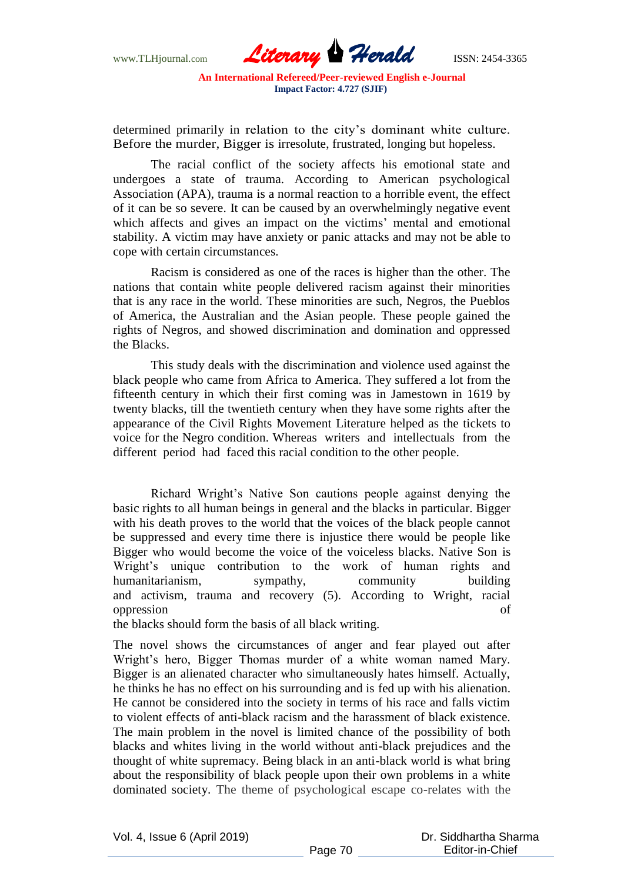determined primarily in relation to the city's dominant white culture. Before the murder, Bigger is irresolute, frustrated, longing but hopeless.

The racial conflict of the society affects his emotional state and undergoes a state of trauma. According to American psychological Association (APA), trauma is a normal reaction to a horrible event, the effect of it can be so severe. It can be caused by an overwhelmingly negative event which affects and gives an impact on the victims' mental and emotional stability. A victim may have anxiety or panic attacks and may not be able to cope with certain circumstances.

Racism is considered as one of the races is higher than the other. The nations that contain white people delivered racism against their minorities that is any race in the world. These minorities are such, Negros, the Pueblos of America, the Australian and the Asian people. These people gained the rights of Negros, and showed discrimination and domination and oppressed the Blacks.

This study deals with the discrimination and violence used against the black people who came from Africa to America. They suffered a lot from the fifteenth century in which their first coming was in Jamestown in 1619 by twenty blacks, till the twentieth century when they have some rights after the appearance of the Civil Rights Movement Literature helped as the tickets to voice for the Negro condition. Whereas writers and intellectuals from the different period had faced this racial condition to the other people.

Richard Wright's Native Son cautions people against denying the basic rights to all human beings in general and the blacks in particular. Bigger with his death proves to the world that the voices of the black people cannot be suppressed and every time there is injustice there would be people like Bigger who would become the voice of the voiceless blacks. Native Son is Wright's unique contribution to the work of human rights and humanitarianism, sympathy, community building and activism, trauma and recovery (5). According to Wright, racial oppression of the blacks should form the basis of all black writing.

The novel shows the circumstances of anger and fear played out after Wright's hero, Bigger Thomas murder of a white woman named Mary. Bigger is an alienated character who simultaneously hates himself. Actually, he thinks he has no effect on his surrounding and is fed up with his alienation. He cannot be considered into the society in terms of his race and falls victim to violent effects of anti-black racism and the harassment of black existence. The main problem in the novel is limited chance of the possibility of both blacks and whites living in the world without anti-black prejudices and the thought of white supremacy. Being black in an anti-black world is what bring about the responsibility of black people upon their own problems in a white dominated society. The theme of psychological escape co-relates with the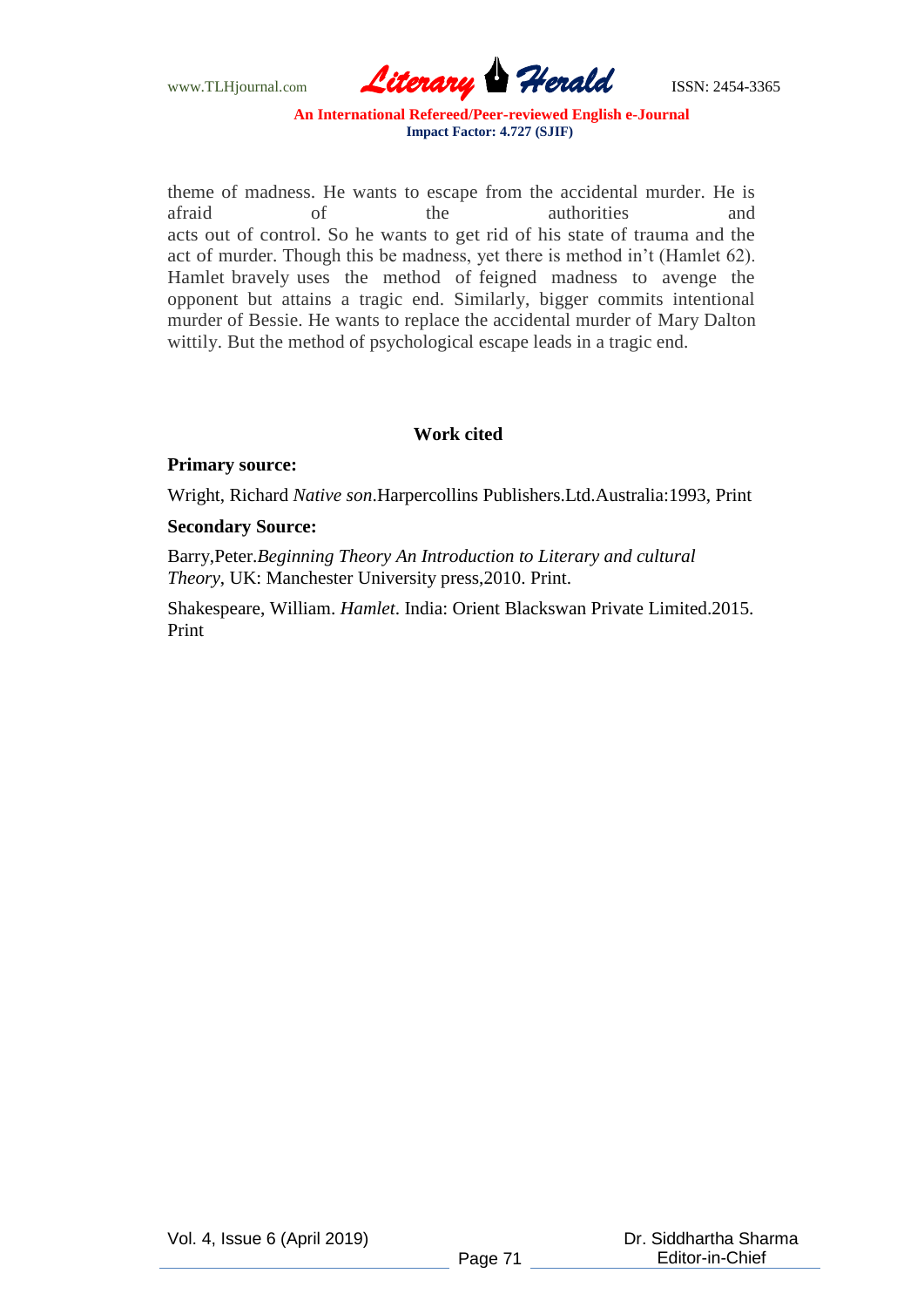theme of madness. He wants to escape from the accidental murder. He is afraid of the authorities and acts out of control. So he wants to get rid of his state of trauma and the act of murder. Though this be madness, yet there is method in't (Hamlet 62). Hamlet bravely uses the method of feigned madness to avenge the opponent but attains a tragic end. Similarly, bigger commits intentional murder of Bessie. He wants to replace the accidental murder of Mary Dalton wittily. But the method of psychological escape leads in a tragic end.

## Work cited

**Primary source:**

Wright, Richard *Native son*.Harpercollins Publishers.Ltd.Australia:1993, Print

**Secondary Source:**

Barry,Peter.*Beginning Theory An Introduction to Literary and cultural Theory*, UK: Manchester University press,2010. Print.

Shakespeare, William. *Hamlet*. India: Orient Blackswan Private Limited.2015. Print